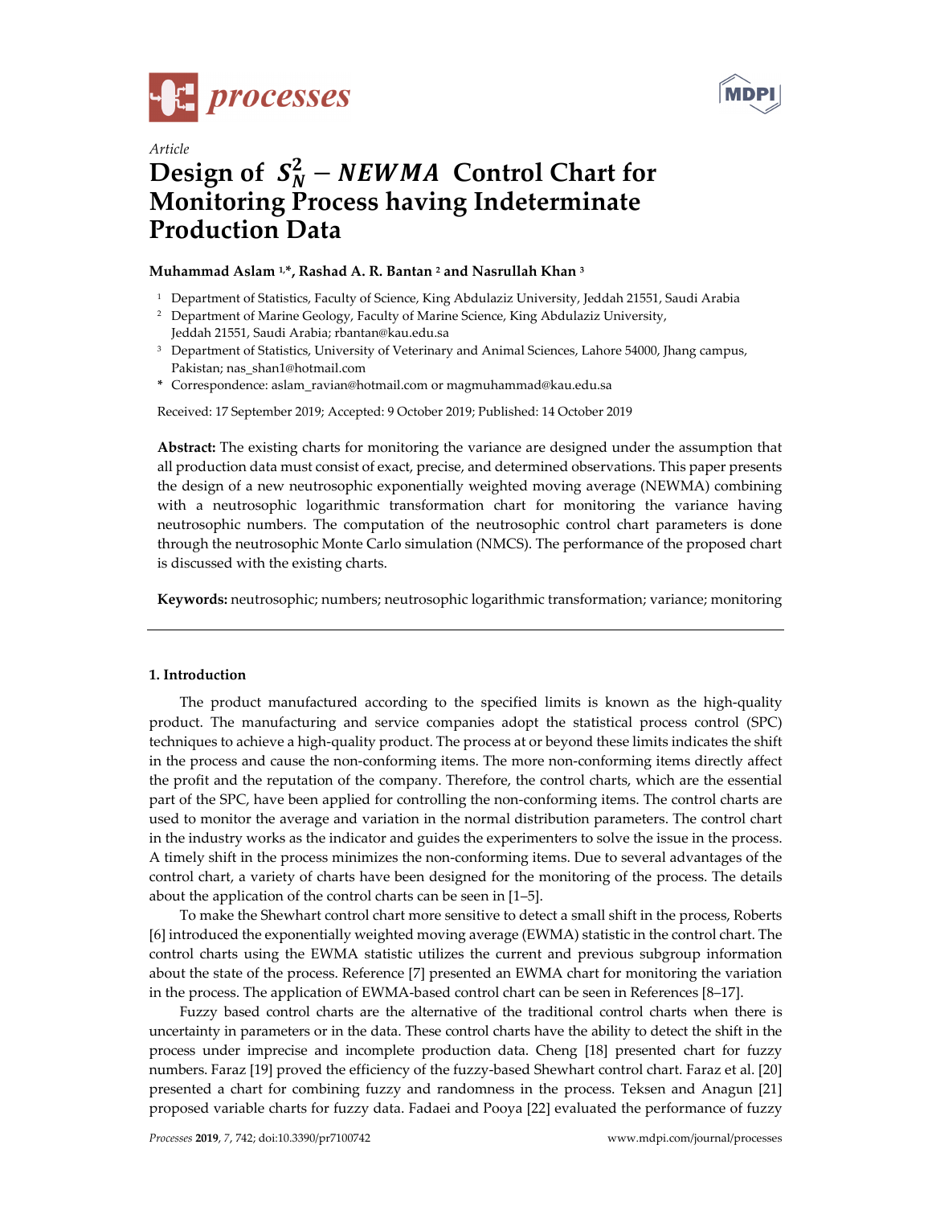Article

# Design of $S_N^2 - NEWMA$ Control Chart for Monitoring Process having Indeterminate Production Data

**Muhammad Aslam [1,*], Rashad A. R. Bantan [2] and Nasrullah Khan [3]**

[1] Department of Statistics, Faculty of Science, King Abdulaziz University, Jeddah 21551, Saudi Arabia
[2] Department of Marine Geology, Faculty of Marine Science, King Abdulaziz University, Jeddah 21551, Saudi Arabia; rbantan@kau.edu.sa
[3] Department of Statistics, University of Veterinary and Animal Sciences, Lahore 54000, Jhang campus, Pakistan; nas_shan1@hotmail.com
\* Correspondence: aslam_ravian@hotmail.com or magmuhammad@kau.edu.sa

Received: 17 September 2019; Accepted: 9 October 2019; Published: 14 October 2019

**Abstract:** The existing charts for monitoring the variance are designed under the assumption that all production data must consist of exact, precise, and determined observations. This paper presents the design of a new neutrosophic exponentially weighted moving average (NEWMA) combining with a neutrosophic logarithmic transformation chart for monitoring the variance having neutrosophic numbers. The computation of the neutrosophic control chart parameters is done through the neutrosophic Monte Carlo simulation (NMCS). The performance of the proposed chart is discussed with the existing charts.

**Keywords:** neutrosophic; numbers; neutrosophic logarithmic transformation; variance; monitoring

## 1. Introduction

The product manufactured according to the specified limits is known as the high-quality product. The manufacturing and service companies adopt the statistical process control (SPC) techniques to achieve a high-quality product. The process at or beyond these limits indicates the shift in the process and cause the non-conforming items. The more non-conforming items directly affect the profit and the reputation of the company. Therefore, the control charts, which are the essential part of the SPC, have been applied for controlling the non-conforming items. The control charts are used to monitor the average and variation in the normal distribution parameters. The control chart in the industry works as the indicator and guides the experimenters to solve the issue in the process. A timely shift in the process minimizes the non-conforming items. Due to several advantages of the control chart, a variety of charts have been designed for the monitoring of the process. The details about the application of the control charts can be seen in [1–5].

To make the Shewhart control chart more sensitive to detect a small shift in the process, Roberts [6] introduced the exponentially weighted moving average (EWMA) statistic in the control chart. The control charts using the EWMA statistic utilizes the current and previous subgroup information about the state of the process. Reference [7] presented an EWMA chart for monitoring the variation in the process. The application of EWMA-based control chart can be seen in References [8–17].

Fuzzy based control charts are the alternative of the traditional control charts when there is uncertainty in parameters or in the data. These control charts have the ability to detect the shift in the process under imprecise and incomplete production data. Cheng [18] presented chart for fuzzy numbers. Faraz [19] proved the efficiency of the fuzzy-based Shewhart control chart. Faraz et al. [20] presented a chart for combining fuzzy and randomness in the process. Teksen and Anagun [21] proposed variable charts for fuzzy data. Fadaei and Pooya [22] evaluated the performance of fuzzy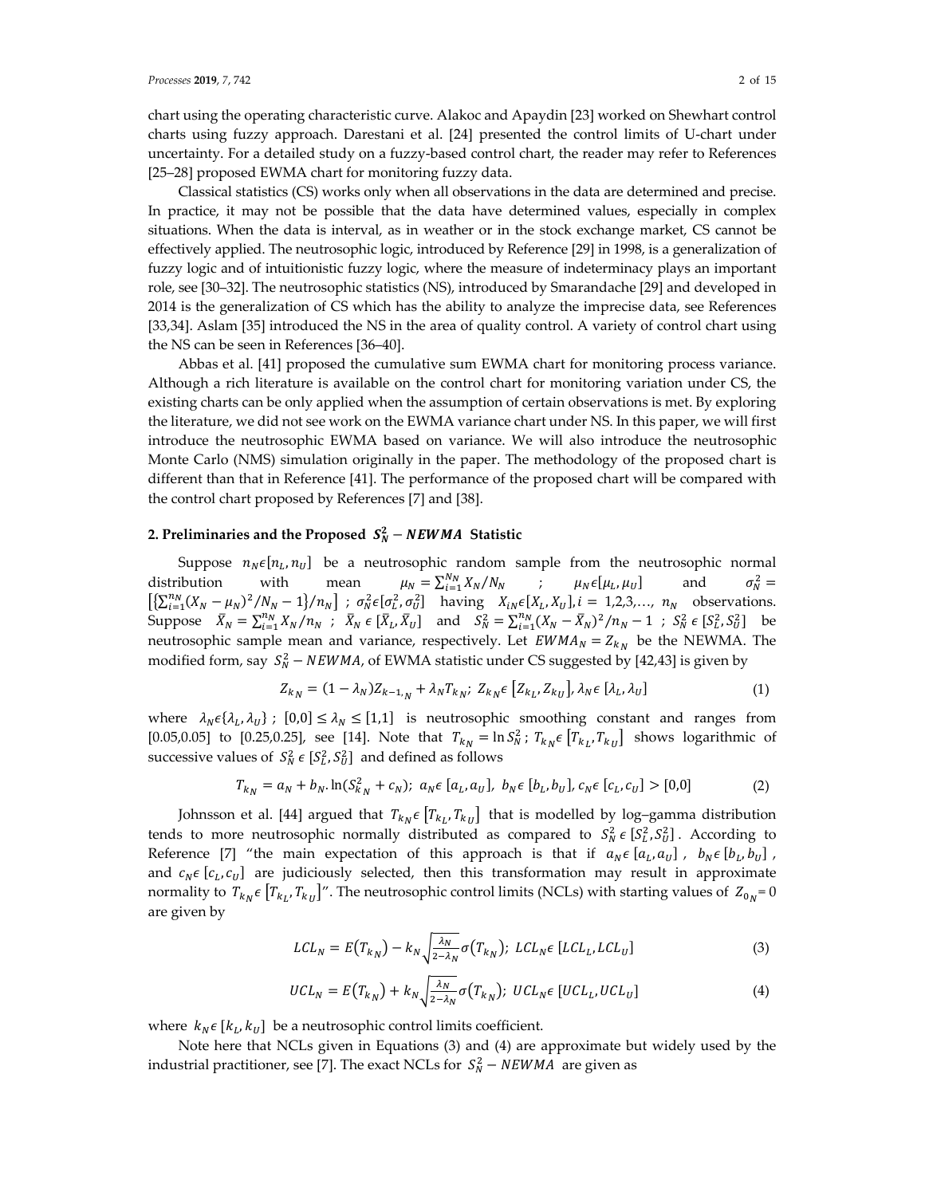chart using the operating characteristic curve. Alakoc and Apaydin [23] worked on Shewhart control charts using fuzzy approach. Darestani et al. [24] presented the control limits of U-chart under uncertainty. For a detailed study on a fuzzy-based control chart, the reader may refer to References [25–28] proposed EWMA chart for monitoring fuzzy data.

Classical statistics (CS) works only when all observations in the data are determined and precise. In practice, it may not be possible that the data have determined values, especially in complex situations. When the data is interval, as in weather or in the stock exchange market, CS cannot be effectively applied. The neutrosophic logic, introduced by Reference [29] in 1998, is a generalization of fuzzy logic and of intuitionistic fuzzy logic, where the measure of indeterminacy plays an important role, see [30–32]. The neutrosophic statistics (NS), introduced by Smarandache [29] and developed in 2014 is the generalization of CS which has the ability to analyze the imprecise data, see References [33,34]. Aslam [35] introduced the NS in the area of quality control. A variety of control chart using the NS can be seen in References [36–40].

Abbas et al. [41] proposed the cumulative sum EWMA chart for monitoring process variance. Although a rich literature is available on the control chart for monitoring variation under CS, the existing charts can be only applied when the assumption of certain observations is met. By exploring the literature, we did not see work on the EWMA variance chart under NS. In this paper, we will first introduce the neutrosophic EWMA based on variance. We will also introduce the neutrosophic Monte Carlo (NMS) simulation originally in the paper. The methodology of the proposed chart is different than that in Reference [41]. The performance of the proposed chart will be compared with the control chart proposed by References [7] and [38].

## 2. Preliminaries and the Proposed $S_N^2 - NEWMA$ Statistic

Suppose $n_N \epsilon [n_L, n_U]$ be a neutrosophic random sample from the neutrosophic normal distribution with mean $\mu_N = \sum_{i=1}^{N_N} X_N / N_N$ ; $\mu_N \epsilon [\mu_L, \mu_U]$ and $\sigma_N^2 = \left[\left\{\sum_{i=1}^{n_N} (X_N - \mu_N)^2 / N_N - 1\right\} / n_N\right]$ ; $\sigma_N^2 \epsilon [\sigma_L^2, \sigma_U^2]$ having $X_{iN} \epsilon [X_L, X_U], i = 1,2,3,\ldots, n_N$ observations. Suppose $\bar{X}_N = \sum_{i=1}^{n_N} X_N / n_N$ ; $\bar{X}_N \, \epsilon \, [\bar{X}_L, \bar{X}_U]$ and $S_N^2 = \sum_{i=1}^{n_N} (X_N - \bar{X}_N)^2 / n_N - 1$ ; $S_N^2 \, \epsilon \, [S_L^2, S_U^2]$ be neutrosophic sample mean and variance, respectively. Let $EWMA_N = Z_{k_N}$ be the NEWMA. The modified form, say $S_N^2 - NEWMA$, of EWMA statistic under CS suggested by [42,43] is given by

$$Z_{k_N} = (1 - \lambda_N) Z_{k-1,_N} + \lambda_N T_{k_N};\ Z_{k_N} \epsilon \left[Z_{k_L}, Z_{k_U}\right], \lambda_N \epsilon \left[\lambda_L, \lambda_U\right] \quad (1)$$

where $\lambda_N \epsilon \{\lambda_L, \lambda_U\}$ ; $[0,0] \le \lambda_N \le [1,1]$ is neutrosophic smoothing constant and ranges from [0.05,0.05] to [0.25,0.25], see [14]. Note that $T_{k_N} = \ln S_N^2$ ; $T_{k_N} \epsilon \left[T_{k_L}, T_{k_U}\right]$ shows logarithmic of successive values of $S_N^2 \, \epsilon \, [S_L^2, S_U^2]$ and defined as follows

$$T_{k_N} = a_N + b_N . \ln(S_{k_N}^2 + c_N);\ a_N \epsilon \left[a_L, a_U\right],\ b_N \epsilon \left[b_L, b_U\right], c_N \epsilon \left[c_L, c_U\right] > [0,0] \quad (2)$$

Johnsson et al. [44] argued that $T_{k_N} \epsilon \left[T_{k_L}, T_{k_U}\right]$ that is modelled by log–gamma distribution tends to more neutrosophic normally distributed as compared to $S_N^2 \, \epsilon \, [S_L^2, S_U^2]$. According to Reference [7] "the main expectation of this approach is that if $a_N \epsilon \left[a_L, a_U\right]$, $b_N \epsilon \left[b_L, b_U\right]$, and $c_N \epsilon \left[c_L, c_U\right]$ are judiciously selected, then this transformation may result in approximate normality to $T_{k_N} \epsilon \left[T_{k_L}, T_{k_U}\right]$". The neutrosophic control limits (NCLs) with starting values of $Z_{0_N} = 0$ are given by

$$LCL_N = E\left(T_{k_N}\right) - k_N \sqrt{\frac{\lambda_N}{2 - \lambda_N}} \sigma\left(T_{k_N}\right);\ LCL_N \epsilon \left[LCL_L, LCL_U\right] \quad (3)$$

$$UCL_N = E\left(T_{k_N}\right) + k_N \sqrt{\frac{\lambda_N}{2 - \lambda_N}} \sigma\left(T_{k_N}\right);\ UCL_N \epsilon \left[UCL_L, UCL_U\right] \quad (4)$$

where $k_N \epsilon \left[k_L, k_U\right]$ be a neutrosophic control limits coefficient.

Note here that NCLs given in Equations (3) and (4) are approximate but widely used by the industrial practitioner, see [7]. The exact NCLs for $S_N^2 - NEWMA$ are given as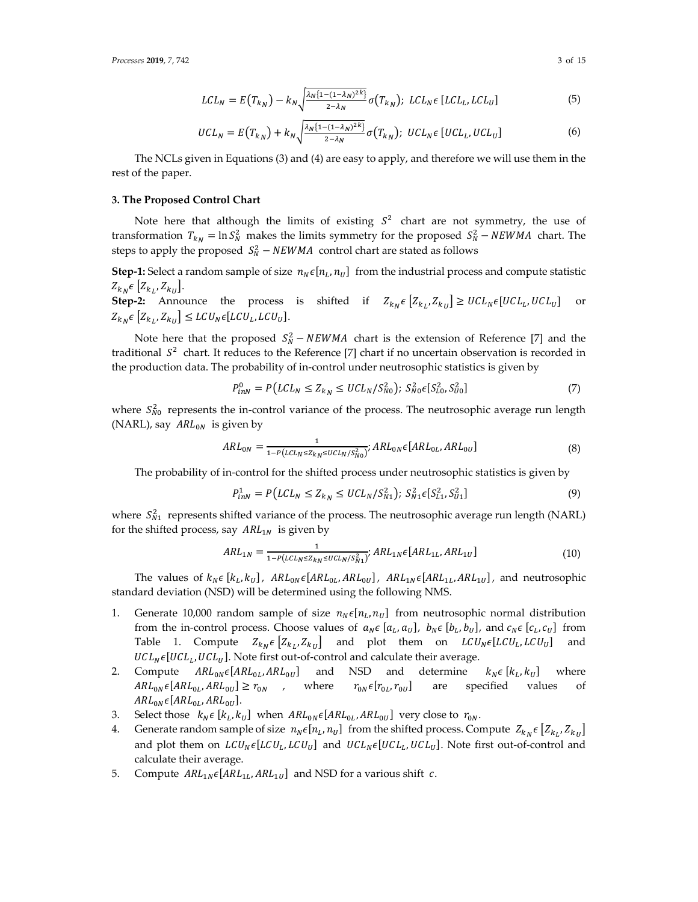$$LCL_N = E(T_{k_N}) - k_N\sqrt{\frac{\lambda_N\{1-(1-\lambda_N)^{2k}\}}{2-\lambda_N}}\sigma(T_{k_N});\ LCL_N\epsilon\,[LCL_L, LCL_U] \tag{5}$$

$$UCL_N = E(T_{k_N}) + k_N\sqrt{\frac{\lambda_N\{1-(1-\lambda_N)^{2k}\}}{2-\lambda_N}}\sigma(T_{k_N});\ UCL_N\epsilon\,[UCL_L, UCL_U] \tag{6}$$

The NCLs given in Equations (3) and (4) are easy to apply, and therefore we will use them in the rest of the paper.

## 3. The Proposed Control Chart

Note here that although the limits of existing $S^2$ chart are not symmetry, the use of transformation $T_{k_N} = \ln S_N^2$ makes the limits symmetry for the proposed $S_N^2 - NEWMA$ chart. The steps to apply the proposed $S_N^2 - NEWMA$ control chart are stated as follows

**Step-1:** Select a random sample of size $n_N\epsilon[n_L, n_U]$ from the industrial process and compute statistic $Z_{k_N}\epsilon\,[Z_{k_L}, Z_{k_U}]$.

**Step-2:** Announce the process is shifted if $Z_{k_N}\epsilon\,[Z_{k_L}, Z_{k_U}] \geq UCL_N\epsilon[UCL_L, UCL_U]$ or $Z_{k_N}\epsilon\,[Z_{k_L}, Z_{k_U}] \leq LCU_N\epsilon[LCU_L, LCU_U]$.

Note here that the proposed $S_N^2 - NEWMA$ chart is the extension of Reference [7] and the traditional $S^2$ chart. It reduces to the Reference [7] chart if no uncertain observation is recorded in the production data. The probability of in-control under neutrosophic statistics is given by

$$P_{inN}^0 = P(LCL_N \leq Z_{k_N} \leq UCL_N / S_{N0}^2);\ S_{N0}^2\epsilon[S_{L0}^2, S_{U0}^2] \tag{7}$$

where $S_{N0}^2$ represents the in-control variance of the process. The neutrosophic average run length (NARL), say $ARL_{0N}$ is given by

$$ARL_{0N} = \frac{1}{1-P(LCL_N \leq Z_{k_N} \leq UCL_N / S_{N0}^2)};\ ARL_{0N}\epsilon[ARL_{0L}, ARL_{0U}] \tag{8}$$

The probability of in-control for the shifted process under neutrosophic statistics is given by

$$P_{inN}^1 = P(LCL_N \leq Z_{k_N} \leq UCL_N / S_{N1}^2);\ S_{N1}^2\epsilon[S_{L1}^2, S_{U1}^2] \tag{9}$$

where $S_{N1}^2$ represents shifted variance of the process. The neutrosophic average run length (NARL) for the shifted process, say $ARL_{1N}$ is given by

$$ARL_{1N} = \frac{1}{1-P(LCL_N \leq Z_{kN} \leq UCL_N / S_{N1}^2)};\ ARL_{1N}\epsilon[ARL_{1L}, ARL_{1U}] \tag{10}$$

The values of $k_N\epsilon\,[k_L, k_U]$, $ARL_{0N}\epsilon[ARL_{0L}, ARL_{0U}]$, $ARL_{1N}\epsilon[ARL_{1L}, ARL_{1U}]$, and neutrosophic standard deviation (NSD) will be determined using the following NMS.

1. Generate 10,000 random sample of size $n_N\epsilon[n_L, n_U]$ from neutrosophic normal distribution from the in-control process. Choose values of $a_N\epsilon\,[a_L, a_U]$, $b_N\epsilon\,[b_L, b_U]$, and $c_N\epsilon\,[c_L, c_U]$ from Table 1. Compute $Z_{k_N}\epsilon\,[Z_{k_L}, Z_{k_U}]$ and plot them on $LCU_N\epsilon[LCU_L, LCU_U]$ and $UCL_N\epsilon[UCL_L, UCL_U]$. Note first out-of-control and calculate their average.
2. Compute $ARL_{0N}\epsilon[ARL_{0L}, ARL_{0U}]$ and NSD and determine $k_N\epsilon\,[k_L, k_U]$ where $ARL_{0N}\epsilon[ARL_{0L}, ARL_{0U}] \geq r_{0N}$ , where $r_{0N}\epsilon[r_{0L}, r_{0U}]$ are specified values of $ARL_{0N}\epsilon[ARL_{0L}, ARL_{0U}]$.
3. Select those $k_N\epsilon\,[k_L, k_U]$ when $ARL_{0N}\epsilon[ARL_{0L}, ARL_{0U}]$ very close to $r_{0N}$.
4. Generate random sample of size $n_N\epsilon[n_L, n_U]$ from the shifted process. Compute $Z_{k_N}\epsilon\,[Z_{k_L}, Z_{k_U}]$ and plot them on $LCU_N\epsilon[LCU_L, LCU_U]$ and $UCL_N\epsilon[UCL_L, UCL_U]$. Note first out-of-control and calculate their average.
5. Compute $ARL_{1N}\epsilon[ARL_{1L}, ARL_{1U}]$ and NSD for a various shift $c$.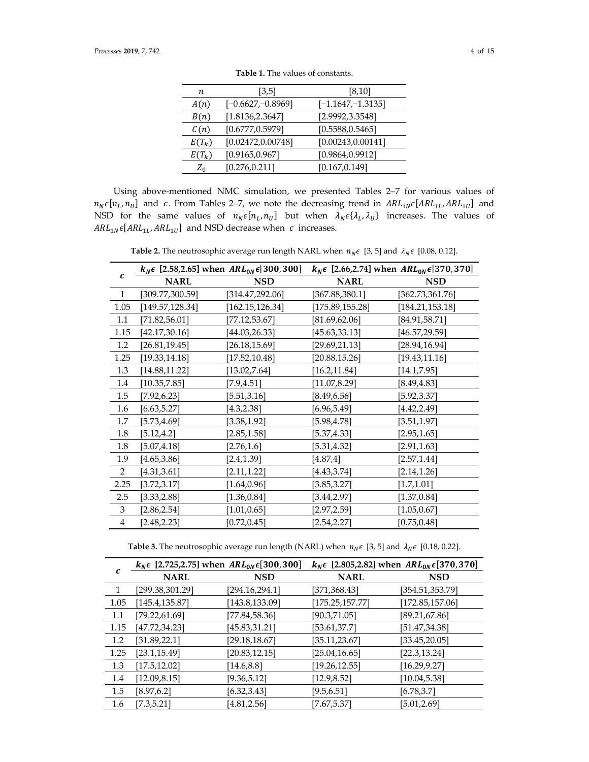**Table 1.** The values of constants.

| $n$ | [3,5] | [8,10] |
|---|---|---|
| $A(n)$ | [−0.6627,−0.8969] | [−1.1647,−1.3135] |
| $B(n)$ | [1.8136,2.3647] | [2.9992,3.3548] |
| $C(n)$ | [0.6777,0.5979] | [0.5588,0.5465] |
| $E(T_k)$ | [0.02472,0.00748] | [0.00243,0.00141] |
| $E(T_k)$ | [0.9165,0.967] | [0.9864,0.9912] |
| $Z_0$ | [0.276,0.211] | [0.167,0.149] |

Using above-mentioned NMC simulation, we presented Tables 2–7 for various values of $n_N \epsilon [n_L, n_U]$ and $c$. From Tables 2–7, we note the decreasing trend in $ARL_{1N} \epsilon [ARL_{1L}, ARL_{1U}]$ and NSD for the same values of $n_N \epsilon [n_L, n_U]$ but when $\lambda_N \epsilon \{\lambda_L, \lambda_U\}$ increases. The values of $ARL_{1N} \epsilon [ARL_{1L}, ARL_{1U}]$ and NSD decrease when $c$ increases.

**Table 2.** The neutrosophic average run length NARL when $n_N \epsilon$ [3, 5] and $\lambda_N \epsilon$ [0.08, 0.12].

| $c$ | $k_N \epsilon$ [2.58,2.65] when $ARL_{0N} \epsilon [300, 300]$ | | $k_N \epsilon$ [2.66,2.74] when $ARL_{0N} \epsilon [370, 370]$ | |
|---|---|---|---|---|
| | **NARL** | **NSD** | **NARL** | **NSD** |
| 1 | [309.77,300.59] | [314.47,292.06] | [367.88,380.1] | [362.73,361.76] |
| 1.05 | [149.57,128.34] | [162.15,126.34] | [175.89,155.28] | [184.21,153.18] |
| 1.1 | [71.82,56.01] | [77.12,53.67] | [81.69,62.06] | [84.91,58.71] |
| 1.15 | [42.17,30.16] | [44.03,26.33] | [45.63,33.13] | [46.57,29.59] |
| 1.2 | [26.81,19.45] | [26.18,15.69] | [29.69,21.13] | [28.94,16.94] |
| 1.25 | [19.33,14.18] | [17.52,10.48] | [20.88,15.26] | [19.43,11.16] |
| 1.3 | [14.88,11.22] | [13.02,7.64] | [16.2,11.84] | [14.1,7.95] |
| 1.4 | [10.35,7.85] | [7.9,4.51] | [11.07,8.29] | [8.49,4.83] |
| 1.5 | [7.92,6.23] | [5.51,3.16] | [8.49,6.56] | [5.92,3.37] |
| 1.6 | [6.63,5.27] | [4.3,2.38] | [6.96,5.49] | [4.42,2.49] |
| 1.7 | [5.73,4.69] | [3.38,1.92] | [5.98,4.78] | [3.51,1.97] |
| 1.8 | [5.12,4.2] | [2.85,1.58] | [5.37,4.33] | [2.95,1.65] |
| 1.8 | [5.07,4.18] | [2.76,1.6] | [5.31,4.32] | [2.91,1.63] |
| 1.9 | [4.65,3.86] | [2.4,1.39] | [4.87,4] | [2.57,1.44] |
| 2 | [4.31,3.61] | [2.11,1.22] | [4.43,3.74] | [2.14,1.26] |
| 2.25 | [3.72,3.17] | [1.64,0.96] | [3.85,3.27] | [1.7,1.01] |
| 2.5 | [3.33,2.88] | [1.36,0.84] | [3.44,2.97] | [1.37,0.84] |
| 3 | [2.86,2.54] | [1.01,0.65] | [2.97,2.59] | [1.05,0.67] |
| 4 | [2.48,2.23] | [0.72,0.45] | [2.54,2.27] | [0.75,0.48] |

**Table 3.** The neutrosophic average run length (NARL) when $n_N \epsilon$ [3, 5] and $\lambda_N \epsilon$ [0.18, 0.22].

| $c$ | $k_N \epsilon$ [2.725,2.75] when $ARL_{0N} \epsilon [300, 300]$ | | $k_N \epsilon$ [2.805,2.82] when $ARL_{0N} \epsilon [370, 370]$ | |
|---|---|---|---|---|
| | **NARL** | **NSD** | **NARL** | **NSD** |
| 1 | [299.38,301.29] | [294.16,294.1] | [371,368.43] | [354.51,353.79] |
| 1.05 | [145.4,135.87] | [143.8,133.09] | [175.25,157.77] | [172.85,157.06] |
| 1.1 | [79.22,61.69] | [77.84,58.36] | [90.3,71.05] | [89.21,67.86] |
| 1.15 | [47.72,34.23] | [45.83,31.21] | [53.61,37.7] | [51.47,34.38] |
| 1.2 | [31.89,22.1] | [29.18,18.67] | [35.11,23.67] | [33.45,20.05] |
| 1.25 | [23.1,15.49] | [20.83,12.15] | [25.04,16.65] | [22.3,13.24] |
| 1.3 | [17.5,12.02] | [14.6,8.8] | [19.26,12.55] | [16.29,9.27] |
| 1.4 | [12.09,8.15] | [9.36,5.12] | [12.9,8.52] | [10.04,5.38] |
| 1.5 | [8.97,6.2] | [6.32,3.43] | [9.5,6.51] | [6.78,3.7] |
| 1.6 | [7.3,5.21] | [4.81,2.56] | [7.67,5.37] | [5.01,2.69] |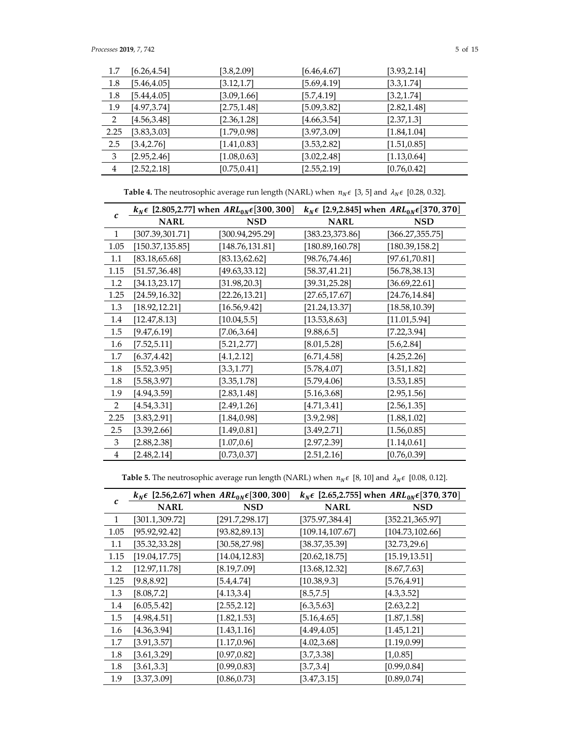| 1.7 | [6.26,4.54] | [3.8,2.09] | [6.46,4.67] | [3.93,2.14] |
|---|---|---|---|---|
| 1.8 | [5.46,4.05] | [3.12,1.7] | [5.69,4.19] | [3.3,1.74] |
| 1.8 | [5.44,4.05] | [3.09,1.66] | [5.7,4.19] | [3.2,1.74] |
| 1.9 | [4.97,3.74] | [2.75,1.48] | [5.09,3.82] | [2.82,1.48] |
| 2 | [4.56,3.48] | [2.36,1.28] | [4.66,3.54] | [2.37,1.3] |
| 2.25 | [3.83,3.03] | [1.79,0.98] | [3.97,3.09] | [1.84,1.04] |
| 2.5 | [3.4,2.76] | [1.41,0.83] | [3.53,2.82] | [1.51,0.85] |
| 3 | [2.95,2.46] | [1.08,0.63] | [3.02,2.48] | [1.13,0.64] |
| 4 | [2.52,2.18] | [0.75,0.41] | [2.55,2.19] | [0.76,0.42] |

**Table 4.** The neutrosophic average run length (NARL) when $n_N \epsilon$ [3, 5] and $\lambda_N \epsilon$ [0.28, 0.32].

| $c$ | $k_N \epsilon$ [2.805,2.77] when $ARL_{0N} \epsilon [300, 300]$ | | $k_N \epsilon$ [2.9,2.845] when $ARL_{0N} \epsilon [370, 370]$ | |
|---|---|---|---|---|
| | **NARL** | **NSD** | **NARL** | **NSD** |
| 1 | [307.39,301.71] | [300.94,295.29] | [383.23,373.86] | [366.27,355.75] |
| 1.05 | [150.37,135.85] | [148.76,131.81] | [180.89,160.78] | [180.39,158.2] |
| 1.1 | [83.18,65.68] | [83.13,62.62] | [98.76,74.46] | [97.61,70.81] |
| 1.15 | [51.57,36.48] | [49.63,33.12] | [58.37,41.21] | [56.78,38.13] |
| 1.2 | [34.13,23.17] | [31.98,20.3] | [39.31,25.28] | [36.69,22.61] |
| 1.25 | [24.59,16.32] | [22.26,13.21] | [27.65,17.67] | [24.76,14.84] |
| 1.3 | [18.92,12.21] | [16.56,9.42] | [21.24,13.37] | [18.58,10.39] |
| 1.4 | [12.47,8.13] | [10.04,5.5] | [13.53,8.63] | [11.01,5.94] |
| 1.5 | [9.47,6.19] | [7.06,3.64] | [9.88,6.5] | [7.22,3.94] |
| 1.6 | [7.52,5.11] | [5.21,2.77] | [8.01,5.28] | [5.6,2.84] |
| 1.7 | [6.37,4.42] | [4.1,2.12] | [6.71,4.58] | [4.25,2.26] |
| 1.8 | [5.52,3.95] | [3.3,1.77] | [5.78,4.07] | [3.51,1.82] |
| 1.8 | [5.58,3.97] | [3.35,1.78] | [5.79,4.06] | [3.53,1.85] |
| 1.9 | [4.94,3.59] | [2.83,1.48] | [5.16,3.68] | [2.95,1.56] |
| 2 | [4.54,3.31] | [2.49,1.26] | [4.71,3.41] | [2.56,1.35] |
| 2.25 | [3.83,2.91] | [1.84,0.98] | [3.9,2.98] | [1.88,1.02] |
| 2.5 | [3.39,2.66] | [1.49,0.81] | [3.49,2.71] | [1.56,0.85] |
| 3 | [2.88,2.38] | [1.07,0.6] | [2.97,2.39] | [1.14,0.61] |
| 4 | [2.48,2.14] | [0.73,0.37] | [2.51,2.16] | [0.76,0.39] |

**Table 5.** The neutrosophic average run length (NARL) when $n_N \epsilon$ [8, 10] and $\lambda_N \epsilon$ [0.08, 0.12].

| $c$ | $k_N \epsilon$ [2.56,2.67] when $ARL_{0N} \epsilon [300, 300]$ | | $k_N \epsilon$ [2.65,2.755] when $ARL_{0N} \epsilon [370, 370]$ | |
|---|---|---|---|---|
| | **NARL** | **NSD** | **NARL** | **NSD** |
| 1 | [301.1,309.72] | [291.7,298.17] | [375.97,384.4] | [352.21,365.97] |
| 1.05 | [95.92,92.42] | [93.82,89.13] | [109.14,107.67] | [104.73,102.66] |
| 1.1 | [35.32,33.28] | [30.58,27.98] | [38.37,35.39] | [32.73,29.6] |
| 1.15 | [19.04,17.75] | [14.04,12.83] | [20.62,18.75] | [15.19,13.51] |
| 1.2 | [12.97,11.78] | [8.19,7.09] | [13.68,12.32] | [8.67,7.63] |
| 1.25 | [9.8,8.92] | [5.4,4.74] | [10.38,9.3] | [5.76,4.91] |
| 1.3 | [8.08,7.2] | [4.13,3.4] | [8.5,7.5] | [4.3,3.52] |
| 1.4 | [6.05,5.42] | [2.55,2.12] | [6.3,5.63] | [2.63,2.2] |
| 1.5 | [4.98,4.51] | [1.82,1.53] | [5.16,4.65] | [1.87,1.58] |
| 1.6 | [4.36,3.94] | [1.43,1.16] | [4.49,4.05] | [1.45,1.21] |
| 1.7 | [3.91,3.57] | [1.17,0.96] | [4.02,3.68] | [1.19,0.99] |
| 1.8 | [3.61,3.29] | [0.97,0.82] | [3.7,3.38] | [1,0.85] |
| 1.8 | [3.61,3.3] | [0.99,0.83] | [3.7,3.4] | [0.99,0.84] |
| 1.9 | [3.37,3.09] | [0.86,0.73] | [3.47,3.15] | [0.89,0.74] |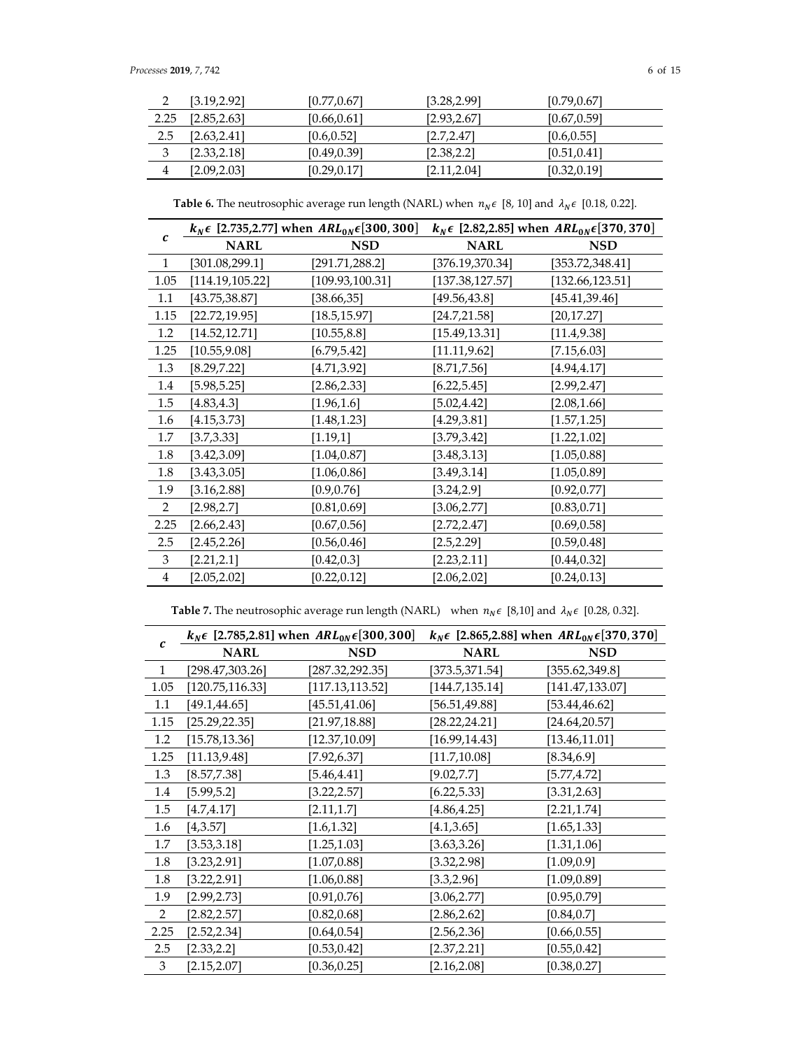| | | | | |
|---|---|---|---|---|
| 2 | [3.19,2.92] | [0.77,0.67] | [3.28,2.99] | [0.79,0.67] |
| 2.25 | [2.85,2.63] | [0.66,0.61] | [2.93,2.67] | [0.67,0.59] |
| 2.5 | [2.63,2.41] | [0.6,0.52] | [2.7,2.47] | [0.6,0.55] |
| 3 | [2.33,2.18] | [0.49,0.39] | [2.38,2.2] | [0.51,0.41] |
| 4 | [2.09,2.03] | [0.29,0.17] | [2.11,2.04] | [0.32,0.19] |

**Table 6.** The neutrosophic average run length (NARL) when $n_N \epsilon$ [8, 10] and $\lambda_N \epsilon$ [0.18, 0.22].

| $c$ | $k_N \epsilon$ [2.735,2.77] when $ARL_{0N} \epsilon [300, 300]$ | | $k_N \epsilon$ [2.82,2.85] when $ARL_{0N} \epsilon [370, 370]$ | |
|---|---|---|---|---|
| | **NARL** | **NSD** | **NARL** | **NSD** |
| 1 | [301.08,299.1] | [291.71,288.2] | [376.19,370.34] | [353.72,348.41] |
| 1.05 | [114.19,105.22] | [109.93,100.31] | [137.38,127.57] | [132.66,123.51] |
| 1.1 | [43.75,38.87] | [38.66,35] | [49.56,43.8] | [45.41,39.46] |
| 1.15 | [22.72,19.95] | [18.5,15.97] | [24.7,21.58] | [20,17.27] |
| 1.2 | [14.52,12.71] | [10.55,8.8] | [15.49,13.31] | [11.4,9.38] |
| 1.25 | [10.55,9.08] | [6.79,5.42] | [11.11,9.62] | [7.15,6.03] |
| 1.3 | [8.29,7.22] | [4.71,3.92] | [8.71,7.56] | [4.94,4.17] |
| 1.4 | [5.98,5.25] | [2.86,2.33] | [6.22,5.45] | [2.99,2.47] |
| 1.5 | [4.83,4.3] | [1.96,1.6] | [5.02,4.42] | [2.08,1.66] |
| 1.6 | [4.15,3.73] | [1.48,1.23] | [4.29,3.81] | [1.57,1.25] |
| 1.7 | [3.7,3.33] | [1.19,1] | [3.79,3.42] | [1.22,1.02] |
| 1.8 | [3.42,3.09] | [1.04,0.87] | [3.48,3.13] | [1.05,0.88] |
| 1.8 | [3.43,3.05] | [1.06,0.86] | [3.49,3.14] | [1.05,0.89] |
| 1.9 | [3.16,2.88] | [0.9,0.76] | [3.24,2.9] | [0.92,0.77] |
| 2 | [2.98,2.7] | [0.81,0.69] | [3.06,2.77] | [0.83,0.71] |
| 2.25 | [2.66,2.43] | [0.67,0.56] | [2.72,2.47] | [0.69,0.58] |
| 2.5 | [2.45,2.26] | [0.56,0.46] | [2.5,2.29] | [0.59,0.48] |
| 3 | [2.21,2.1] | [0.42,0.3] | [2.23,2.11] | [0.44,0.32] |
| 4 | [2.05,2.02] | [0.22,0.12] | [2.06,2.02] | [0.24,0.13] |

**Table 7.** The neutrosophic average run length (NARL) when $n_N \epsilon$ [8,10] and $\lambda_N \epsilon$ [0.28, 0.32].

| $c$ | $k_N \epsilon$ [2.785,2.81] when $ARL_{0N} \epsilon [300, 300]$ | | $k_N \epsilon$ [2.865,2.88] when $ARL_{0N} \epsilon [370, 370]$ | |
|---|---|---|---|---|
| | **NARL** | **NSD** | **NARL** | **NSD** |
| 1 | [298.47,303.26] | [287.32,292.35] | [373.5,371.54] | [355.62,349.8] |
| 1.05 | [120.75,116.33] | [117.13,113.52] | [144.7,135.14] | [141.47,133.07] |
| 1.1 | [49.1,44.65] | [45.51,41.06] | [56.51,49.88] | [53.44,46.62] |
| 1.15 | [25.29,22.35] | [21.97,18.88] | [28.22,24.21] | [24.64,20.57] |
| 1.2 | [15.78,13.36] | [12.37,10.09] | [16.99,14.43] | [13.46,11.01] |
| 1.25 | [11.13,9.48] | [7.92,6.37] | [11.7,10.08] | [8.34,6.9] |
| 1.3 | [8.57,7.38] | [5.46,4.41] | [9.02,7.7] | [5.77,4.72] |
| 1.4 | [5.99,5.2] | [3.22,2.57] | [6.22,5.33] | [3.31,2.63] |
| 1.5 | [4.7,4.17] | [2.11,1.7] | [4.86,4.25] | [2.21,1.74] |
| 1.6 | [4,3.57] | [1.6,1.32] | [4.1,3.65] | [1.65,1.33] |
| 1.7 | [3.53,3.18] | [1.25,1.03] | [3.63,3.26] | [1.31,1.06] |
| 1.8 | [3.23,2.91] | [1.07,0.88] | [3.32,2.98] | [1.09,0.9] |
| 1.8 | [3.22,2.91] | [1.06,0.88] | [3.3,2.96] | [1.09,0.89] |
| 1.9 | [2.99,2.73] | [0.91,0.76] | [3.06,2.77] | [0.95,0.79] |
| 2 | [2.82,2.57] | [0.82,0.68] | [2.86,2.62] | [0.84,0.7] |
| 2.25 | [2.52,2.34] | [0.64,0.54] | [2.56,2.36] | [0.66,0.55] |
| 2.5 | [2.33,2.2] | [0.53,0.42] | [2.37,2.21] | [0.55,0.42] |
| 3 | [2.15,2.07] | [0.36,0.25] | [2.16,2.08] | [0.38,0.27] |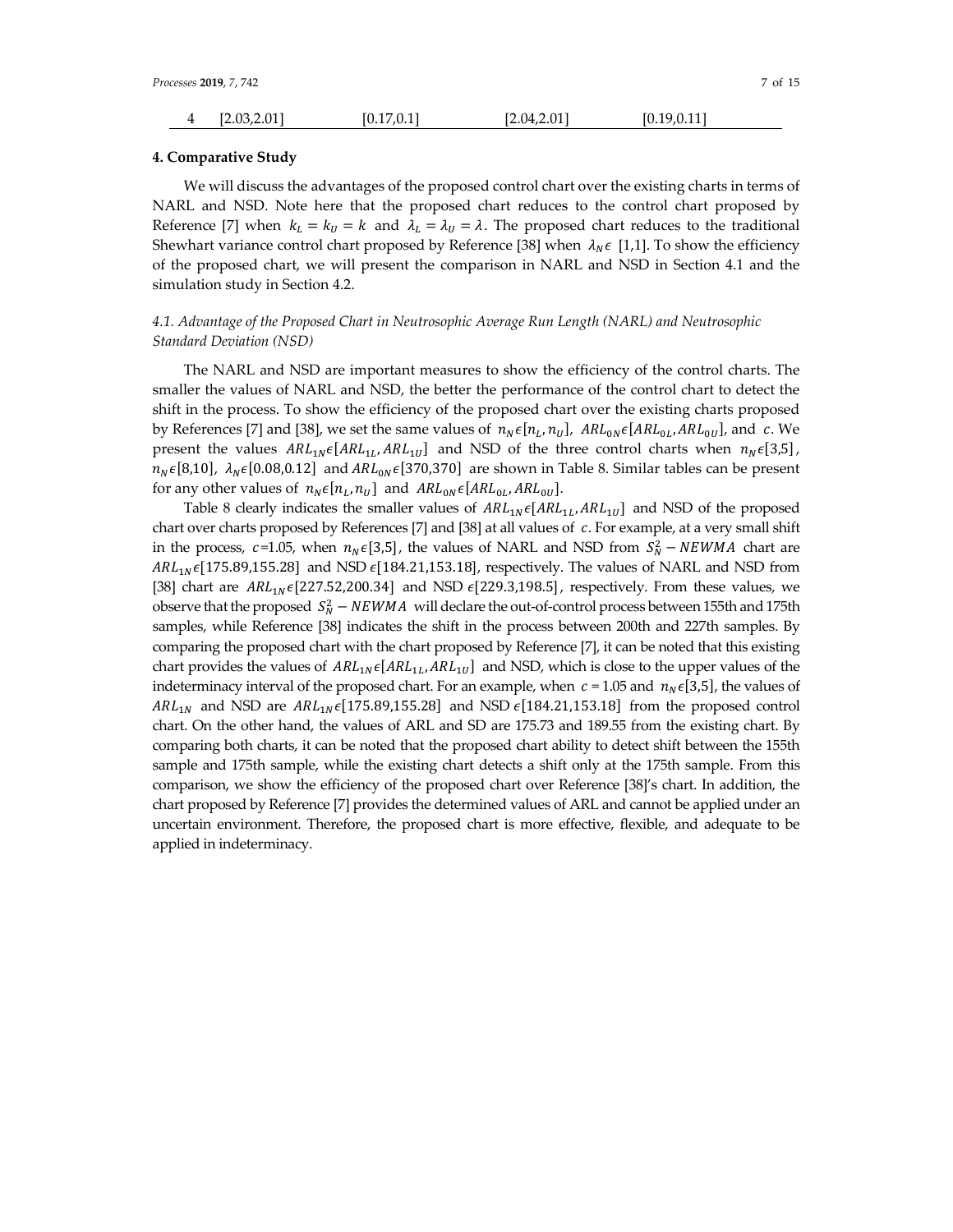| 4 | [2.03,2.01] | [0.17,0.1] | [2.04,2.01] | [0.19,0.11] |
|---|---|---|---|---|

## 4. Comparative Study

We will discuss the advantages of the proposed control chart over the existing charts in terms of NARL and NSD. Note here that the proposed chart reduces to the control chart proposed by Reference [7] when $k_L = k_U = k$ and $\lambda_L = \lambda_U = \lambda$. The proposed chart reduces to the traditional Shewhart variance control chart proposed by Reference [38] when $\lambda_N \epsilon$ [1,1]. To show the efficiency of the proposed chart, we will present the comparison in NARL and NSD in Section 4.1 and the simulation study in Section 4.2.

### *4.1. Advantage of the Proposed Chart in Neutrosophic Average Run Length (NARL) and Neutrosophic Standard Deviation (NSD)*

The NARL and NSD are important measures to show the efficiency of the control charts. The smaller the values of NARL and NSD, the better the performance of the control chart to detect the shift in the process. To show the efficiency of the proposed chart over the existing charts proposed by References [7] and [38], we set the same values of $n_N \epsilon [n_L, n_U]$, $ARL_{0N} \epsilon [ARL_{0L}, ARL_{0U}]$, and $c$. We present the values $ARL_{1N} \epsilon [ARL_{1L}, ARL_{1U}]$ and NSD of the three control charts when $n_N \epsilon [3,5]$, $n_N \epsilon [8,10]$, $\lambda_N \epsilon [0.08,0.12]$ and $ARL_{0N} \epsilon [370,370]$ are shown in Table 8. Similar tables can be present for any other values of $n_N \epsilon [n_L, n_U]$ and $ARL_{0N} \epsilon [ARL_{0L}, ARL_{0U}]$.

Table 8 clearly indicates the smaller values of $ARL_{1N} \epsilon [ARL_{1L}, ARL_{1U}]$ and NSD of the proposed chart over charts proposed by References [7] and [38] at all values of $c$. For example, at a very small shift in the process, $c$=1.05, when $n_N \epsilon [3,5]$, the values of NARL and NSD from $S_N^2 - NEWMA$ chart are $ARL_{1N} \epsilon [175.89,155.28]$ and NSD $\epsilon [184.21,153.18]$, respectively. The values of NARL and NSD from [38] chart are $ARL_{1N} \epsilon [227.52,200.34]$ and NSD $\epsilon [229.3,198.5]$, respectively. From these values, we observe that the proposed $S_N^2 - NEWMA$ will declare the out-of-control process between 155th and 175th samples, while Reference [38] indicates the shift in the process between 200th and 227th samples. By comparing the proposed chart with the chart proposed by Reference [7], it can be noted that this existing chart provides the values of $ARL_{1N} \epsilon [ARL_{1L}, ARL_{1U}]$ and NSD, which is close to the upper values of the indeterminacy interval of the proposed chart. For an example, when $c$ = 1.05 and $n_N \epsilon [3,5]$, the values of $ARL_{1N}$ and NSD are $ARL_{1N} \epsilon [175.89,155.28]$ and NSD $\epsilon [184.21,153.18]$ from the proposed control chart. On the other hand, the values of ARL and SD are 175.73 and 189.55 from the existing chart. By comparing both charts, it can be noted that the proposed chart ability to detect shift between the 155th sample and 175th sample, while the existing chart detects a shift only at the 175th sample. From this comparison, we show the efficiency of the proposed chart over Reference [38]'s chart. In addition, the chart proposed by Reference [7] provides the determined values of ARL and cannot be applied under an uncertain environment. Therefore, the proposed chart is more effective, flexible, and adequate to be applied in indeterminacy.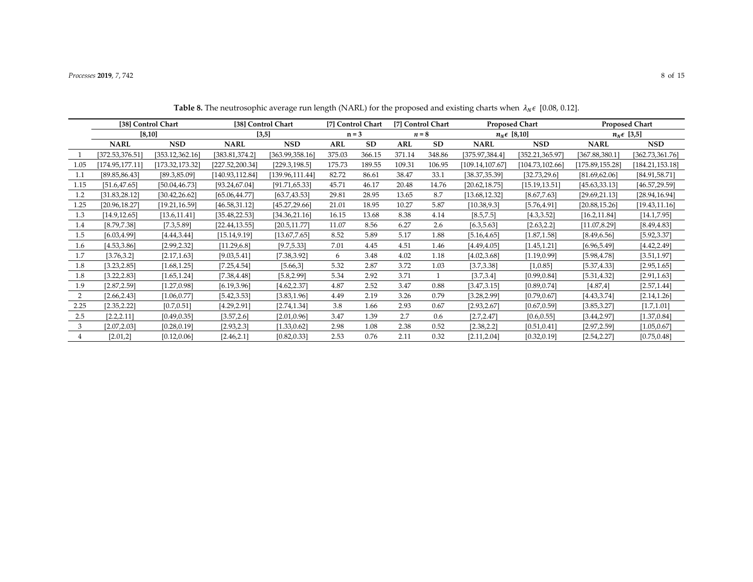**Table 8.** The neutrosophic average run length (NARL) for the proposed and existing charts when $\lambda_N \epsilon$ [0.08, 0.12].

| | [38] Control Chart | | [38] Control Chart | | [7] Control Chart | | [7] Control Chart | | Proposed Chart | | Proposed Chart | |
|---|---|---|---|---|---|---|---|---|---|---|---|---|
| | [8,10] | | [3,5] | | n = 3 | | $n = 8$ | | $n_N \epsilon$ [8,10] | | $n_N \epsilon$ [3,5] | |
| | **NARL** | **NSD** | **NARL** | **NSD** | **ARL** | **SD** | **ARL** | **SD** | **NARL** | **NSD** | **NARL** | **NSD** |
| 1 | [372.53,376.51] | [353.12,362.16] | [383.81,374.2] | [363.99,358.16] | 375.03 | 366.15 | 371.14 | 348.86 | [375.97,384.4] | [352.21,365.97] | [367.88,380.1] | [362.73,361.76] |
| 1.05 | [174.95,177.11] | [173.32,173.32] | [227.52,200.34] | [229.3,198.5] | 175.73 | 189.55 | 109.31 | 106.95 | [109.14,107.67] | [104.73,102.66] | [175.89,155.28] | [184.21,153.18] |
| 1.1 | [89.85,86.43] | [89.3,85.09] | [140.93,112.84] | [139.96,111.44] | 82.72 | 86.61 | 38.47 | 33.1 | [38.37,35.39] | [32.73,29.6] | [81.69,62.06] | [84.91,58.71] |
| 1.15 | [51.6,47.65] | [50.04,46.73] | [93.24,67.04] | [91.71,65.33] | 45.71 | 46.17 | 20.48 | 14.76 | [20.62,18.75] | [15.19,13.51] | [45.63,33.13] | [46.57,29.59] |
| 1.2 | [31.83,28.12] | [30.42,26.62] | [65.06,44.77] | [63.7,43.53] | 29.81 | 28.95 | 13.65 | 8.7 | [13.68,12.32] | [8.67,7.63] | [29.69,21.13] | [28.94,16.94] |
| 1.25 | [20.96,18.27] | [19.21,16.59] | [46.58,31.12] | [45.27,29.66] | 21.01 | 18.95 | 10.27 | 5.87 | [10.38,9.3] | [5.76,4.91] | [20.88,15.26] | [19.43,11.16] |
| 1.3 | [14.9,12.65] | [13.6,11.41] | [35.48,22.53] | [34.36,21.16] | 16.15 | 13.68 | 8.38 | 4.14 | [8.5,7.5] | [4.3,3.52] | [16.2,11.84] | [14.1,7.95] |
| 1.4 | [8.79,7.38] | [7.3,5.89] | [22.44,13.55] | [20.5,11.77] | 11.07 | 8.56 | 6.27 | 2.6 | [6.3,5.63] | [2.63,2.2] | [11.07,8.29] | [8.49,4.83] |
| 1.5 | [6.03,4.99] | [4.44,3.44] | [15.14,9.19] | [13.67,7.65] | 8.52 | 5.89 | 5.17 | 1.88 | [5.16,4.65] | [1.87,1.58] | [8.49,6.56] | [5.92,3.37] |
| 1.6 | [4.53,3.86] | [2.99,2.32] | [11.29,6.8] | [9.7,5.33] | 7.01 | 4.45 | 4.51 | 1.46 | [4.49,4.05] | [1.45,1.21] | [6.96,5.49] | [4.42,2.49] |
| 1.7 | [3.76,3.2] | [2.17,1.63] | [9.03,5.41] | [7.38,3.92] | 6 | 3.48 | 4.02 | 1.18 | [4.02,3.68] | [1.19,0.99] | [5.98,4.78] | [3.51,1.97] |
| 1.8 | [3.23,2.85] | [1.68,1.25] | [7.25,4.54] | [5.66,3] | 5.32 | 2.87 | 3.72 | 1.03 | [3.7,3.38] | [1,0.85] | [5.37,4.33] | [2.95,1.65] |
| 1.8 | [3.22,2.83] | [1.65,1.24] | [7.38,4.48] | [5.8,2.99] | 5.34 | 2.92 | 3.71 | 1 | [3.7,3.4] | [0.99,0.84] | [5.31,4.32] | [2.91,1.63] |
| 1.9 | [2.87,2.59] | [1.27,0.98] | [6.19,3.96] | [4.62,2.37] | 4.87 | 2.52 | 3.47 | 0.88 | [3.47,3.15] | [0.89,0.74] | [4.87,4] | [2.57,1.44] |
| 2 | [2.66,2.43] | [1.06,0.77] | [5.42,3.53] | [3.83,1.96] | 4.49 | 2.19 | 3.26 | 0.79 | [3.28,2.99] | [0.79,0.67] | [4.43,3.74] | [2.14,1.26] |
| 2.25 | [2.35,2.22] | [0.7,0.51] | [4.29,2.91] | [2.74,1.34] | 3.8 | 1.66 | 2.93 | 0.67 | [2.93,2.67] | [0.67,0.59] | [3.85,3.27] | [1.7,1.01] |
| 2.5 | [2.2,2.11] | [0.49,0.35] | [3.57,2.6] | [2.01,0.96] | 3.47 | 1.39 | 2.7 | 0.6 | [2.7,2.47] | [0.6,0.55] | [3.44,2.97] | [1.37,0.84] |
| 3 | [2.07,2.03] | [0.28,0.19] | [2.93,2.3] | [1.33,0.62] | 2.98 | 1.08 | 2.38 | 0.52 | [2.38,2.2] | [0.51,0.41] | [2.97,2.59] | [1.05,0.67] |
| 4 | [2.01,2] | [0.12,0.06] | [2.46,2.1] | [0.82,0.33] | 2.53 | 0.76 | 2.11 | 0.32 | [2.11,2.04] | [0.32,0.19] | [2.54,2.27] | [0.75,0.48] |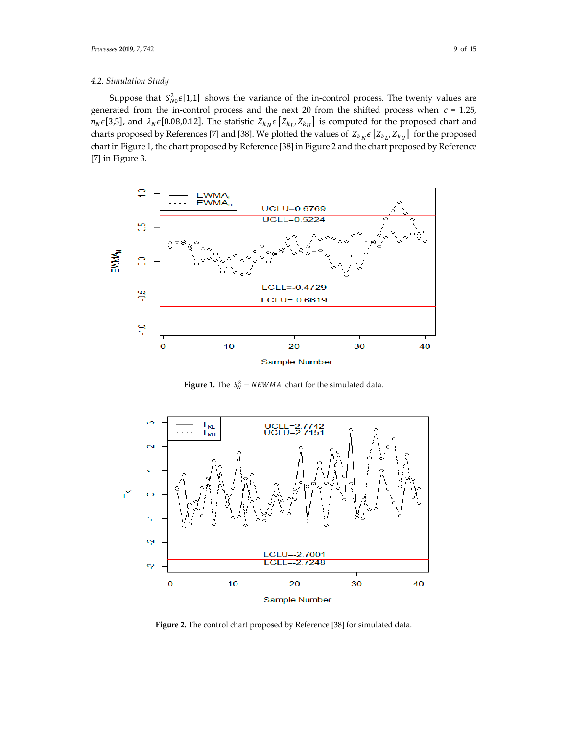### 4.2. Simulation Study

Suppose that $S_{N0}^2 \epsilon [1,1]$ shows the variance of the in-control process. The twenty values are generated from the in-control process and the next 20 from the shifted process when $c$ = 1.25, $n_N \epsilon [3,5]$, and $\lambda_N \epsilon [0.08, 0.12]$. The statistic $Z_{k_N} \epsilon \left[Z_{k_L}, Z_{k_U}\right]$ is computed for the proposed chart and charts proposed by References [7] and [38]. We plotted the values of $Z_{k_N} \epsilon \left[Z_{k_L}, Z_{k_U}\right]$ for the proposed chart in Figure 1, the chart proposed by Reference [38] in Figure 2 and the chart proposed by Reference [7] in Figure 3.

**Figure 1.** The $S_N^2 - NEWMA$ chart for the simulated data.

**Figure 2.** The control chart proposed by Reference [38] for simulated data.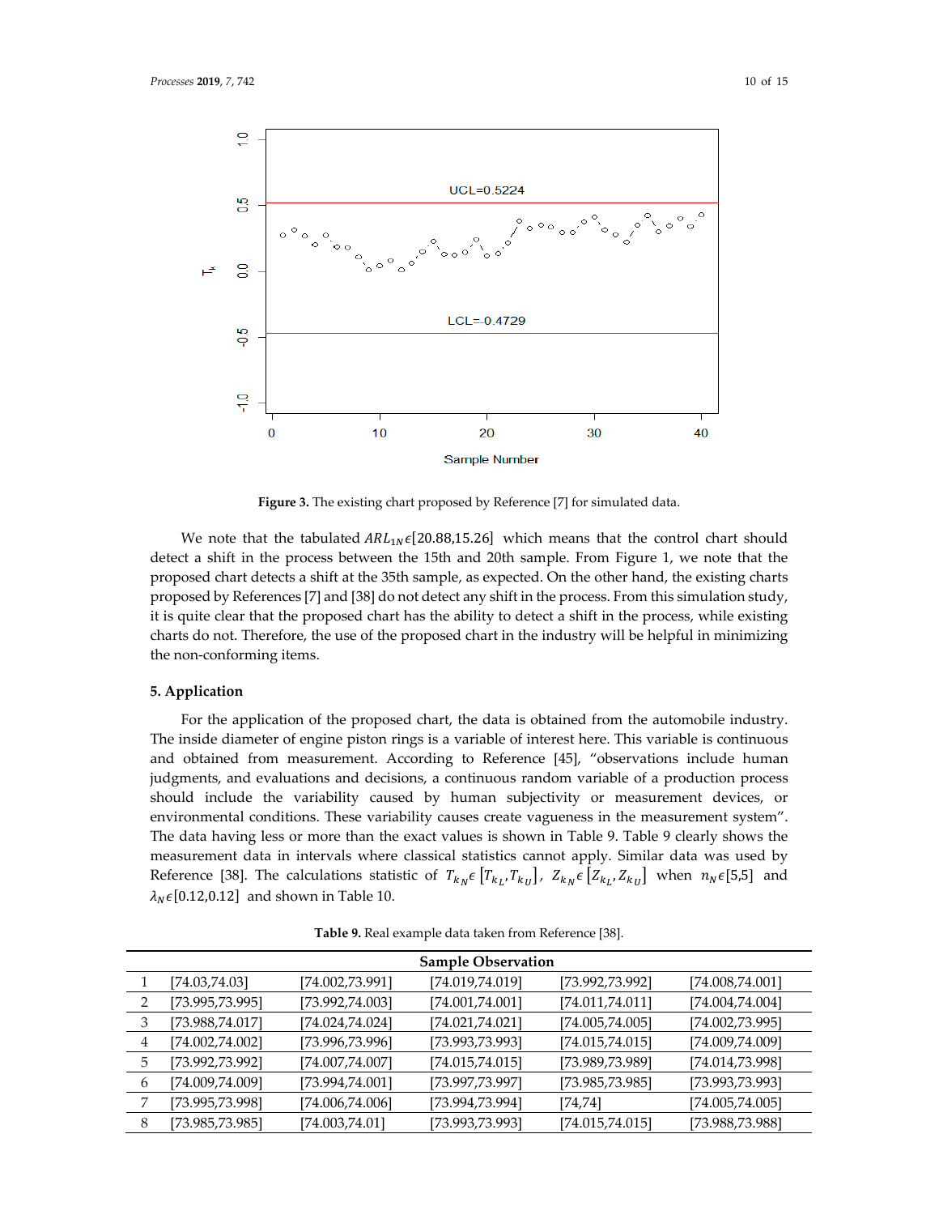Figure 3. The existing chart proposed by Reference [7] for simulated data.

We note that the tabulated $ARL_{1N}\epsilon[20.88,15.26]$ which means that the control chart should detect a shift in the process between the 15th and 20th sample. From Figure 1, we note that the proposed chart detects a shift at the 35th sample, as expected. On the other hand, the existing charts proposed by References [7] and [38] do not detect any shift in the process. From this simulation study, it is quite clear that the proposed chart has the ability to detect a shift in the process, while existing charts do not. Therefore, the use of the proposed chart in the industry will be helpful in minimizing the non-conforming items.

## 5. Application

For the application of the proposed chart, the data is obtained from the automobile industry. The inside diameter of engine piston rings is a variable of interest here. This variable is continuous and obtained from measurement. According to Reference [45], "observations include human judgments, and evaluations and decisions, a continuous random variable of a production process should include the variability caused by human subjectivity or measurement devices, or environmental conditions. These variability causes create vagueness in the measurement system". The data having less or more than the exact values is shown in Table 9. Table 9 clearly shows the measurement data in intervals where classical statistics cannot apply. Similar data was used by Reference [38]. The calculations statistic of $T_{k_N}\epsilon\left[T_{k_L},T_{k_U}\right]$, $Z_{k_N}\epsilon\left[Z_{k_L},Z_{k_U}\right]$ when $n_N\epsilon[5,5]$ and $\lambda_N\epsilon[0.12,0.12]$ and shown in Table 10.

**Table 9.** Real example data taken from Reference [38].

| | Sample Observation | | | | |
|---|---|---|---|---|---|
| 1 | [74.03,74.03] | [74.002,73.991] | [74.019,74.019] | [73.992,73.992] | [74.008,74.001] |
| 2 | [73.995,73.995] | [73.992,74.003] | [74.001,74.001] | [74.011,74.011] | [74.004,74.004] |
| 3 | [73.988,74.017] | [74.024,74.024] | [74.021,74.021] | [74.005,74.005] | [74.002,73.995] |
| 4 | [74.002,74.002] | [73.996,73.996] | [73.993,73.993] | [74.015,74.015] | [74.009,74.009] |
| 5 | [73.992,73.992] | [74.007,74.007] | [74.015,74.015] | [73.989,73.989] | [74.014,73.998] |
| 6 | [74.009,74.009] | [73.994,74.001] | [73.997,73.997] | [73.985,73.985] | [73.993,73.993] |
| 7 | [73.995,73.998] | [74.006,74.006] | [73.994,73.994] | [74,74] | [74.005,74.005] |
| 8 | [73.985,73.985] | [74.003,74.01] | [73.993,73.993] | [74.015,74.015] | [73.988,73.988] |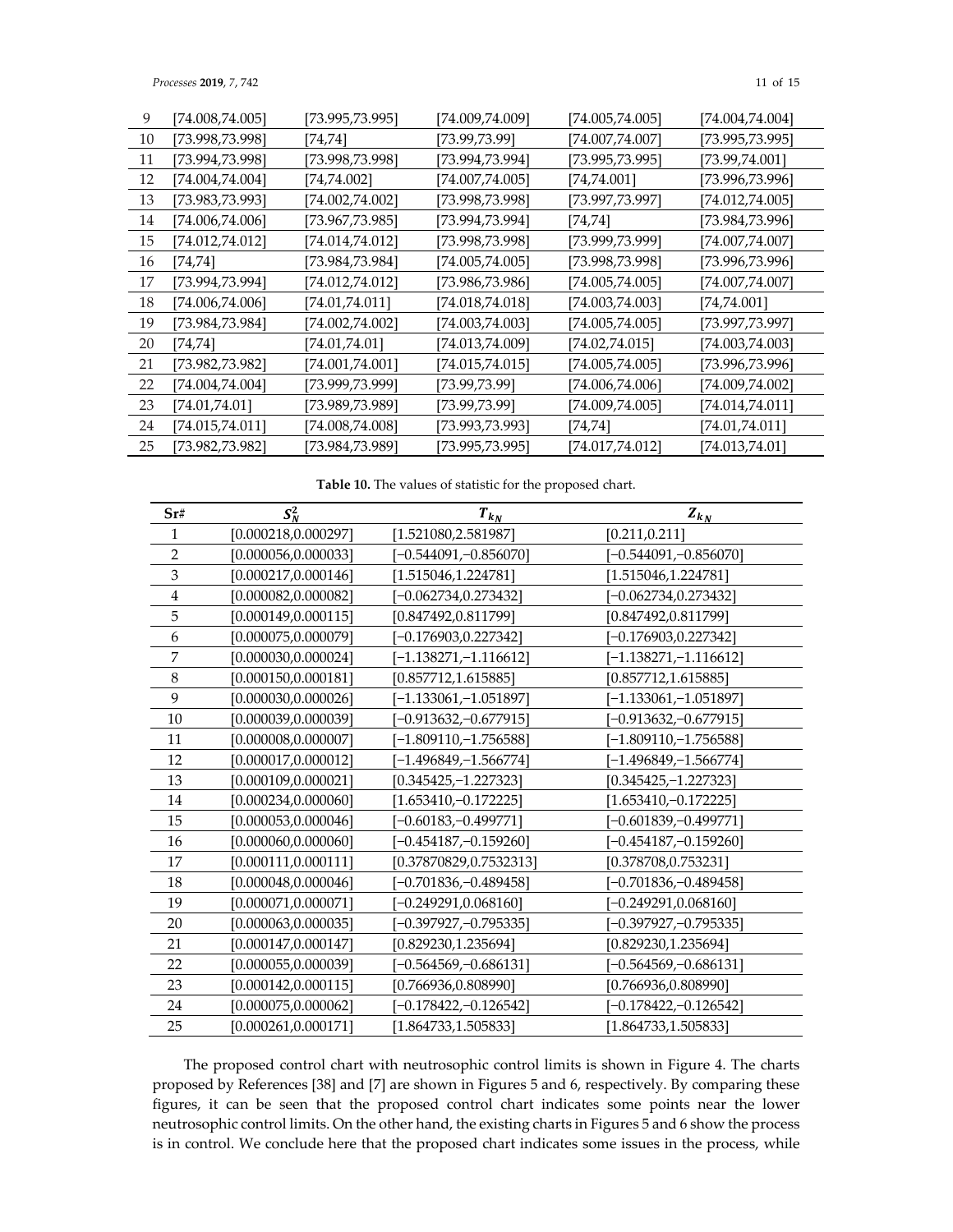| 9 | [74.008,74.005] | [73.995,73.995] | [74.009,74.009] | [74.005,74.005] | [74.004,74.004] |
|---|---|---|---|---|---|
| 10 | [73.998,73.998] | [74,74] | [73.99,73.99] | [74.007,74.007] | [73.995,73.995] |
| 11 | [73.994,73.998] | [73.998,73.998] | [73.994,73.994] | [73.995,73.995] | [73.99,74.001] |
| 12 | [74.004,74.004] | [74,74.002] | [74.007,74.005] | [74,74.001] | [73.996,73.996] |
| 13 | [73.983,73.993] | [74.002,74.002] | [73.998,73.998] | [73.997,73.997] | [74.012,74.005] |
| 14 | [74.006,74.006] | [73.967,73.985] | [73.994,73.994] | [74,74] | [73.984,73.996] |
| 15 | [74.012,74.012] | [74.014,74.012] | [73.998,73.998] | [73.999,73.999] | [74.007,74.007] |
| 16 | [74,74] | [73.984,73.984] | [74.005,74.005] | [73.998,73.998] | [73.996,73.996] |
| 17 | [73.994,73.994] | [74.012,74.012] | [73.986,73.986] | [74.005,74.005] | [74.007,74.007] |
| 18 | [74.006,74.006] | [74.01,74.011] | [74.018,74.018] | [74.003,74.003] | [74,74.001] |
| 19 | [73.984,73.984] | [74.002,74.002] | [74.003,74.003] | [74.005,74.005] | [73.997,73.997] |
| 20 | [74,74] | [74.01,74.01] | [74.013,74.009] | [74.02,74.015] | [74.003,74.003] |
| 21 | [73.982,73.982] | [74.001,74.001] | [74.015,74.015] | [74.005,74.005] | [73.996,73.996] |
| 22 | [74.004,74.004] | [73.999,73.999] | [73.99,73.99] | [74.006,74.006] | [74.009,74.002] |
| 23 | [74.01,74.01] | [73.989,73.989] | [73.99,73.99] | [74.009,74.005] | [74.014,74.011] |
| 24 | [74.015,74.011] | [74.008,74.008] | [73.993,73.993] | [74,74] | [74.01,74.011] |
| 25 | [73.982,73.982] | [73.984,73.989] | [73.995,73.995] | [74.017,74.012] | [74.013,74.01] |

**Table 10.** The values of statistic for the proposed chart.

| Sr# | $S_N^2$ | $T_{k_N}$ | $Z_{k_N}$ |
|---|---|---|---|
| 1 | [0.000218,0.000297] | [1.521080,2.581987] | [0.211,0.211] |
| 2 | [0.000056,0.000033] | [−0.544091,−0.856070] | [−0.544091,−0.856070] |
| 3 | [0.000217,0.000146] | [1.515046,1.224781] | [1.515046,1.224781] |
| 4 | [0.000082,0.000082] | [−0.062734,0.273432] | [−0.062734,0.273432] |
| 5 | [0.000149,0.000115] | [0.847492,0.811799] | [0.847492,0.811799] |
| 6 | [0.000075,0.000079] | [−0.176903,0.227342] | [−0.176903,0.227342] |
| 7 | [0.000030,0.000024] | [−1.138271,−1.116612] | [−1.138271,−1.116612] |
| 8 | [0.000150,0.000181] | [0.857712,1.615885] | [0.857712,1.615885] |
| 9 | [0.000030,0.000026] | [−1.133061,−1.051897] | [−1.133061,−1.051897] |
| 10 | [0.000039,0.000039] | [−0.913632,−0.677915] | [−0.913632,−0.677915] |
| 11 | [0.000008,0.000007] | [−1.809110,−1.756588] | [−1.809110,−1.756588] |
| 12 | [0.000017,0.000012] | [−1.496849,−1.566774] | [−1.496849,−1.566774] |
| 13 | [0.000109,0.000021] | [0.345425,−1.227323] | [0.345425,−1.227323] |
| 14 | [0.000234,0.000060] | [1.653410,−0.172225] | [1.653410,−0.172225] |
| 15 | [0.000053,0.000046] | [−0.60183,−0.499771] | [−0.601839,−0.499771] |
| 16 | [0.000060,0.000060] | [−0.454187,−0.159260] | [−0.454187,−0.159260] |
| 17 | [0.000111,0.000111] | [0.37870829,0.7532313] | [0.378708,0.753231] |
| 18 | [0.000048,0.000046] | [−0.701836,−0.489458] | [−0.701836,−0.489458] |
| 19 | [0.000071,0.000071] | [−0.249291,0.068160] | [−0.249291,0.068160] |
| 20 | [0.000063,0.000035] | [−0.397927,−0.795335] | [−0.397927,−0.795335] |
| 21 | [0.000147,0.000147] | [0.829230,1.235694] | [0.829230,1.235694] |
| 22 | [0.000055,0.000039] | [−0.564569,−0.686131] | [−0.564569,−0.686131] |
| 23 | [0.000142,0.000115] | [0.766936,0.808990] | [0.766936,0.808990] |
| 24 | [0.000075,0.000062] | [−0.178422,−0.126542] | [−0.178422,−0.126542] |
| 25 | [0.000261,0.000171] | [1.864733,1.505833] | [1.864733,1.505833] |

The proposed control chart with neutrosophic control limits is shown in Figure 4. The charts proposed by References [38] and [7] are shown in Figures 5 and 6, respectively. By comparing these figures, it can be seen that the proposed control chart indicates some points near the lower neutrosophic control limits. On the other hand, the existing charts in Figures 5 and 6 show the process is in control. We conclude here that the proposed chart indicates some issues in the process, while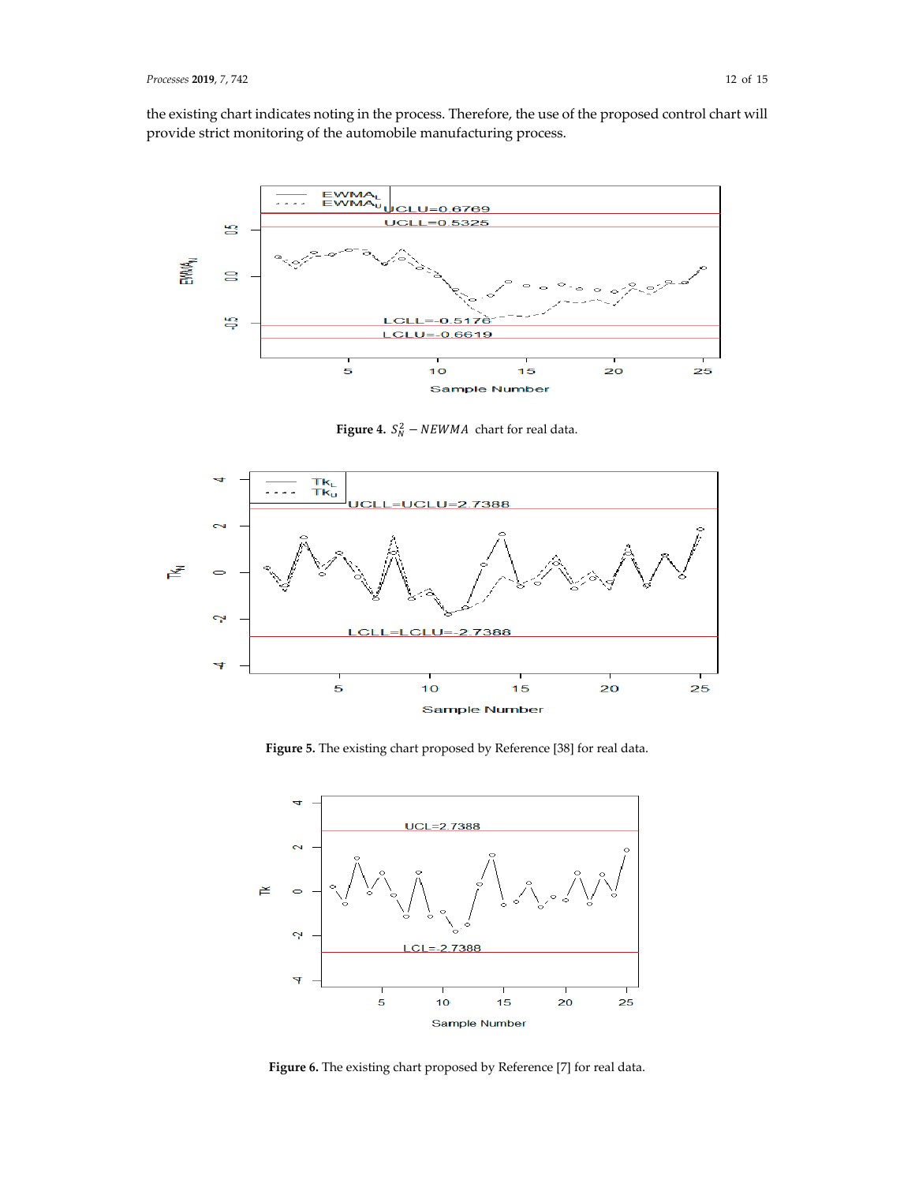the existing chart indicates noting in the process. Therefore, the use of the proposed control chart will provide strict monitoring of the automobile manufacturing process.

**Figure 4.** $S_N^2 - NEWMA$ chart for real data.

**Figure 5.** The existing chart proposed by Reference [38] for real data.

**Figure 6.** The existing chart proposed by Reference [7] for real data.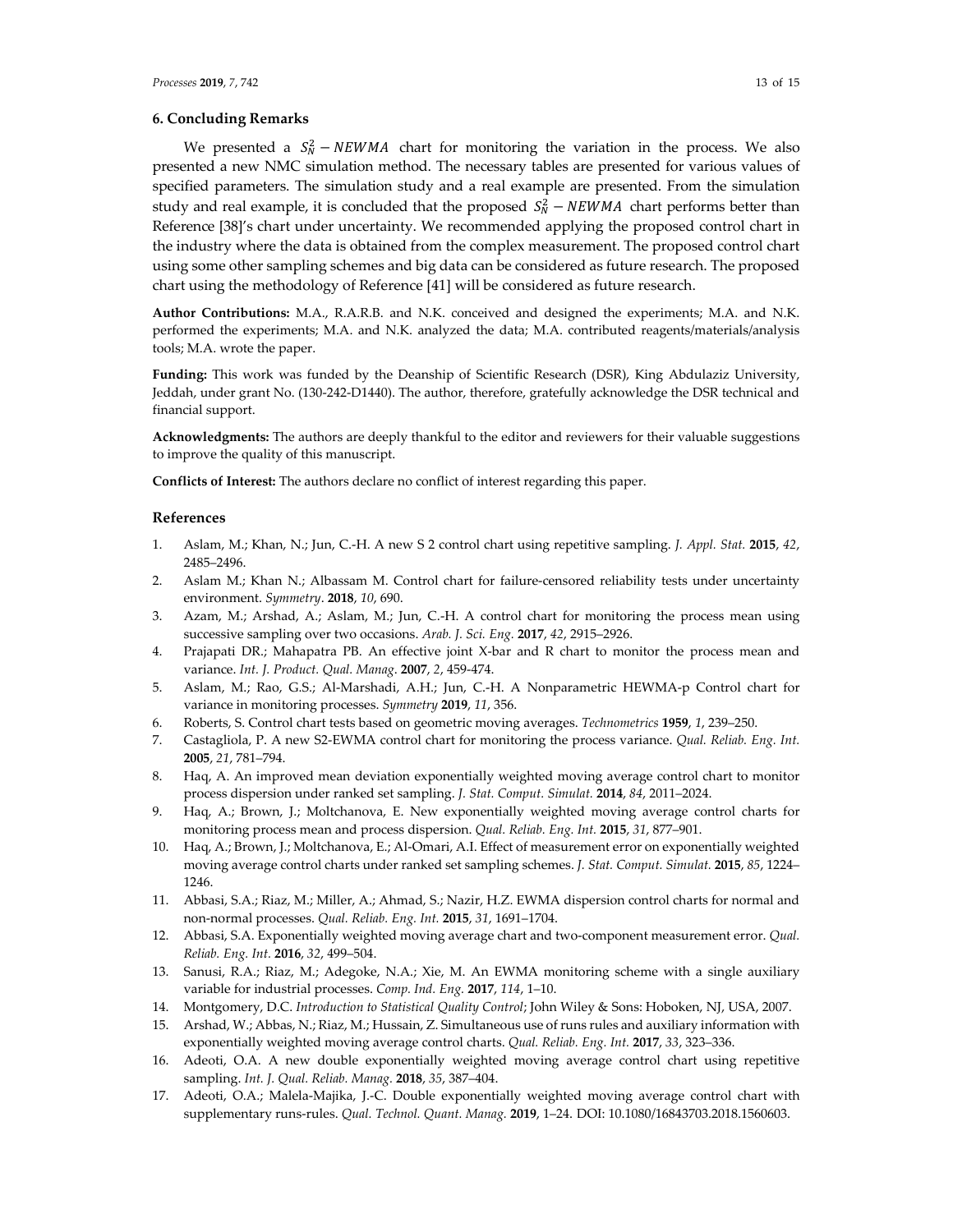## 6. Concluding Remarks

We presented a $S_N^2 - NEWMA$ chart for monitoring the variation in the process. We also presented a new NMC simulation method. The necessary tables are presented for various values of specified parameters. The simulation study and a real example are presented. From the simulation study and real example, it is concluded that the proposed $S_N^2 - NEWMA$ chart performs better than Reference [38]'s chart under uncertainty. We recommended applying the proposed control chart in the industry where the data is obtained from the complex measurement. The proposed control chart using some other sampling schemes and big data can be considered as future research. The proposed chart using the methodology of Reference [41] will be considered as future research.

**Author Contributions:** M.A., R.A.R.B. and N.K. conceived and designed the experiments; M.A. and N.K. performed the experiments; M.A. and N.K. analyzed the data; M.A. contributed reagents/materials/analysis tools; M.A. wrote the paper.

**Funding:** This work was funded by the Deanship of Scientific Research (DSR), King Abdulaziz University, Jeddah, under grant No. (130-242-D1440). The author, therefore, gratefully acknowledge the DSR technical and financial support.

**Acknowledgments:** The authors are deeply thankful to the editor and reviewers for their valuable suggestions to improve the quality of this manuscript.

**Conflicts of Interest:** The authors declare no conflict of interest regarding this paper.

## References

1. Aslam, M.; Khan, N.; Jun, C.-H. A new S 2 control chart using repetitive sampling. *J. Appl. Stat.* **2015**, *42*, 2485–2496.
2. Aslam M.; Khan N.; Albassam M. Control chart for failure-censored reliability tests under uncertainty environment. *Symmetry*. **2018**, *10*, 690.
3. Azam, M.; Arshad, A.; Aslam, M.; Jun, C.-H. A control chart for monitoring the process mean using successive sampling over two occasions. *Arab. J. Sci. Eng.* **2017**, *42*, 2915–2926.
4. Prajapati DR.; Mahapatra PB. An effective joint X-bar and R chart to monitor the process mean and variance. *Int. J. Product. Qual. Manag*. **2007**, *2*, 459-474.
5. Aslam, M.; Rao, G.S.; Al-Marshadi, A.H.; Jun, C.-H. A Nonparametric HEWMA-p Control chart for variance in monitoring processes. *Symmetry* **2019**, *11*, 356.
6. Roberts, S. Control chart tests based on geometric moving averages. *Technometrics* **1959**, *1*, 239–250.
7. Castagliola, P. A new S2-EWMA control chart for monitoring the process variance. *Qual. Reliab. Eng. Int.* **2005**, *21*, 781–794.
8. Haq, A. An improved mean deviation exponentially weighted moving average control chart to monitor process dispersion under ranked set sampling. *J. Stat. Comput. Simulat.* **2014**, *84*, 2011–2024.
9. Haq, A.; Brown, J.; Moltchanova, E. New exponentially weighted moving average control charts for monitoring process mean and process dispersion. *Qual. Reliab. Eng. Int.* **2015**, *31*, 877–901.
10. Haq, A.; Brown, J.; Moltchanova, E.; Al-Omari, A.I. Effect of measurement error on exponentially weighted moving average control charts under ranked set sampling schemes. *J. Stat. Comput. Simulat.* **2015**, *85*, 1224–1246.
11. Abbasi, S.A.; Riaz, M.; Miller, A.; Ahmad, S.; Nazir, H.Z. EWMA dispersion control charts for normal and non-normal processes. *Qual. Reliab. Eng. Int.* **2015**, *31*, 1691–1704.
12. Abbasi, S.A. Exponentially weighted moving average chart and two-component measurement error. *Qual. Reliab. Eng. Int*. **2016**, *32*, 499–504.
13. Sanusi, R.A.; Riaz, M.; Adegoke, N.A.; Xie, M. An EWMA monitoring scheme with a single auxiliary variable for industrial processes. *Comp. Ind. Eng.* **2017**, *114*, 1–10.
14. Montgomery, D.C. *Introduction to Statistical Quality Control*; John Wiley & Sons: Hoboken, NJ, USA, 2007.
15. Arshad, W.; Abbas, N.; Riaz, M.; Hussain, Z. Simultaneous use of runs rules and auxiliary information with exponentially weighted moving average control charts. *Qual. Reliab. Eng. Int.* **2017**, *33*, 323–336.
16. Adeoti, O.A. A new double exponentially weighted moving average control chart using repetitive sampling. *Int. J. Qual. Reliab. Manag.* **2018**, *35*, 387–404.
17. Adeoti, O.A.; Malela-Majika, J.-C. Double exponentially weighted moving average control chart with supplementary runs-rules. *Qual. Technol. Quant. Manag.* **2019**, 1–24. DOI: 10.1080/16843703.2018.1560603.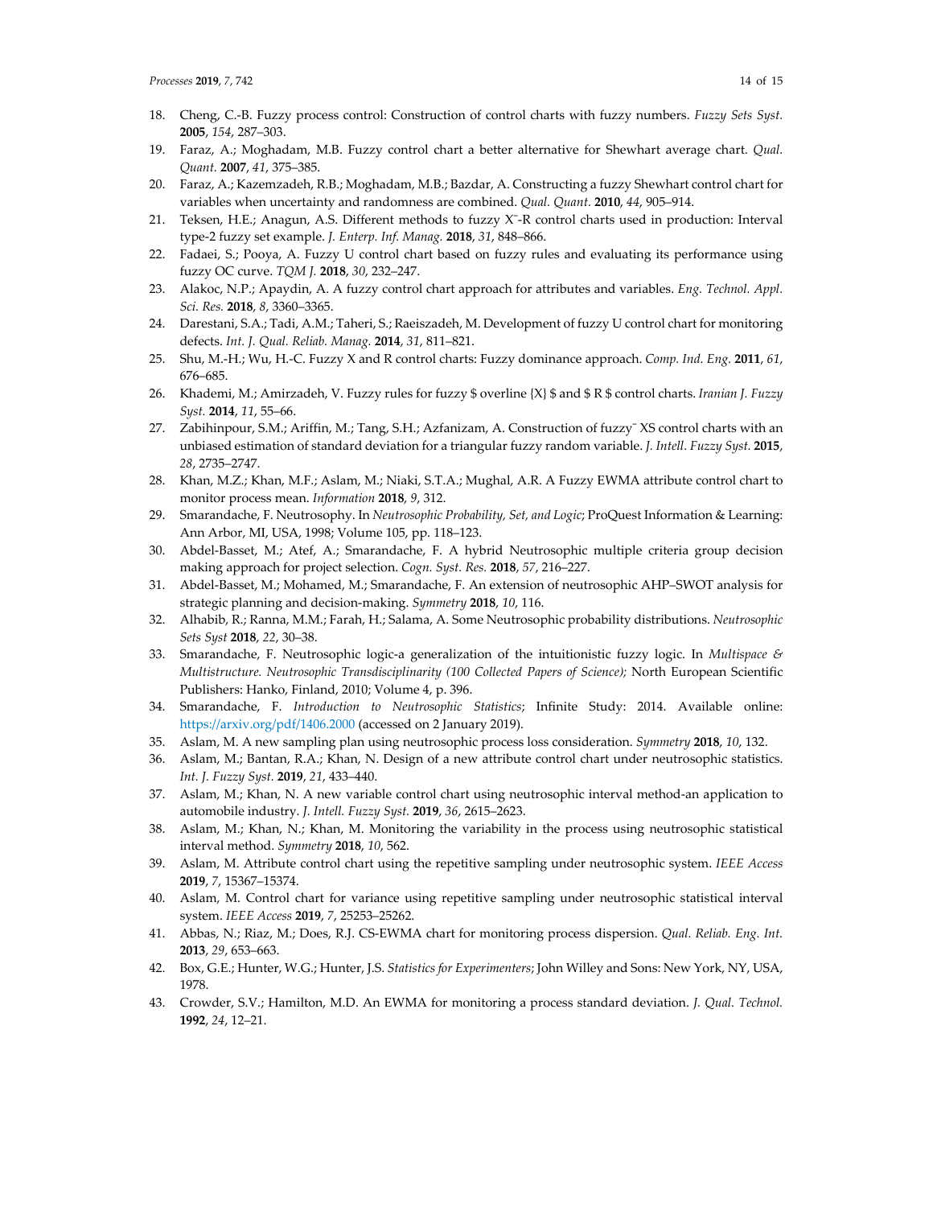18. Cheng, C.-B. Fuzzy process control: Construction of control charts with fuzzy numbers. *Fuzzy Sets Syst.* **2005**, *154*, 287–303.
19. Faraz, A.; Moghadam, M.B. Fuzzy control chart a better alternative for Shewhart average chart. *Qual. Quant.* **2007**, *41*, 375–385.
20. Faraz, A.; Kazemzadeh, R.B.; Moghadam, M.B.; Bazdar, A. Constructing a fuzzy Shewhart control chart for variables when uncertainty and randomness are combined. *Qual. Quant.* **2010**, *44*, 905–914.
21. Teksen, H.E.; Anagun, A.S. Different methods to fuzzy X¯-R control charts used in production: Interval type-2 fuzzy set example. *J. Enterp. Inf. Manag.* **2018**, *31*, 848–866.
22. Fadaei, S.; Pooya, A. Fuzzy U control chart based on fuzzy rules and evaluating its performance using fuzzy OC curve. *TQM J.* **2018**, *30*, 232–247.
23. Alakoc, N.P.; Apaydin, A. A fuzzy control chart approach for attributes and variables. *Eng. Technol. Appl. Sci. Res.* **2018**, *8*, 3360–3365.
24. Darestani, S.A.; Tadi, A.M.; Taheri, S.; Raeiszadeh, M. Development of fuzzy U control chart for monitoring defects. *Int. J. Qual. Reliab. Manag.* **2014**, *31*, 811–821.
25. Shu, M.-H.; Wu, H.-C. Fuzzy X and R control charts: Fuzzy dominance approach. *Comp. Ind. Eng.* **2011**, *61*, 676–685.
26. Khademi, M.; Amirzadeh, V. Fuzzy rules for fuzzy $ overline {X} $ and $ R $ control charts. *Iranian J. Fuzzy Syst.* **2014**, *11*, 55–66.
27. Zabihinpour, S.M.; Ariffin, M.; Tang, S.H.; Azfanizam, A. Construction of fuzzy¯ XS control charts with an unbiased estimation of standard deviation for a triangular fuzzy random variable. *J. Intell. Fuzzy Syst.* **2015**, *28*, 2735–2747.
28. Khan, M.Z.; Khan, M.F.; Aslam, M.; Niaki, S.T.A.; Mughal, A.R. A Fuzzy EWMA attribute control chart to monitor process mean. *Information* **2018**, *9*, 312.
29. Smarandache, F. Neutrosophy. In *Neutrosophic Probability, Set, and Logic*; ProQuest Information & Learning: Ann Arbor, MI, USA, 1998; Volume 105, pp. 118–123.
30. Abdel-Basset, M.; Atef, A.; Smarandache, F. A hybrid Neutrosophic multiple criteria group decision making approach for project selection. *Cogn. Syst. Res.* **2018**, *57*, 216–227.
31. Abdel-Basset, M.; Mohamed, M.; Smarandache, F. An extension of neutrosophic AHP–SWOT analysis for strategic planning and decision-making. *Symmetry* **2018**, *10*, 116.
32. Alhabib, R.; Ranna, M.M.; Farah, H.; Salama, A. Some Neutrosophic probability distributions. *Neutrosophic Sets Syst* **2018**, *22*, 30–38.
33. Smarandache, F. Neutrosophic logic-a generalization of the intuitionistic fuzzy logic. In *Multispace & Multistructure. Neutrosophic Transdisciplinarity (100 Collected Papers of Science);* North European Scientific Publishers: Hanko, Finland, 2010; Volume 4, p. 396.
34. Smarandache, F. *Introduction to Neutrosophic Statistics*; Infinite Study: 2014. Available online: https://arxiv.org/pdf/1406.2000 (accessed on 2 January 2019).
35. Aslam, M. A new sampling plan using neutrosophic process loss consideration. *Symmetry* **2018**, *10*, 132.
36. Aslam, M.; Bantan, R.A.; Khan, N. Design of a new attribute control chart under neutrosophic statistics. *Int. J. Fuzzy Syst.* **2019**, *21*, 433–440.
37. Aslam, M.; Khan, N. A new variable control chart using neutrosophic interval method-an application to automobile industry. *J. Intell. Fuzzy Syst.* **2019**, *36*, 2615–2623.
38. Aslam, M.; Khan, N.; Khan, M. Monitoring the variability in the process using neutrosophic statistical interval method. *Symmetry* **2018**, *10*, 562.
39. Aslam, M. Attribute control chart using the repetitive sampling under neutrosophic system. *IEEE Access* **2019**, *7*, 15367–15374.
40. Aslam, M. Control chart for variance using repetitive sampling under neutrosophic statistical interval system. *IEEE Access* **2019**, *7*, 25253–25262.
41. Abbas, N.; Riaz, M.; Does, R.J. CS-EWMA chart for monitoring process dispersion. *Qual. Reliab. Eng. Int.* **2013**, *29*, 653–663.
42. Box, G.E.; Hunter, W.G.; Hunter, J.S. *Statistics for Experimenters*; John Willey and Sons: New York, NY, USA, 1978.
43. Crowder, S.V.; Hamilton, M.D. An EWMA for monitoring a process standard deviation. *J. Qual. Technol.* **1992**, *24*, 12–21.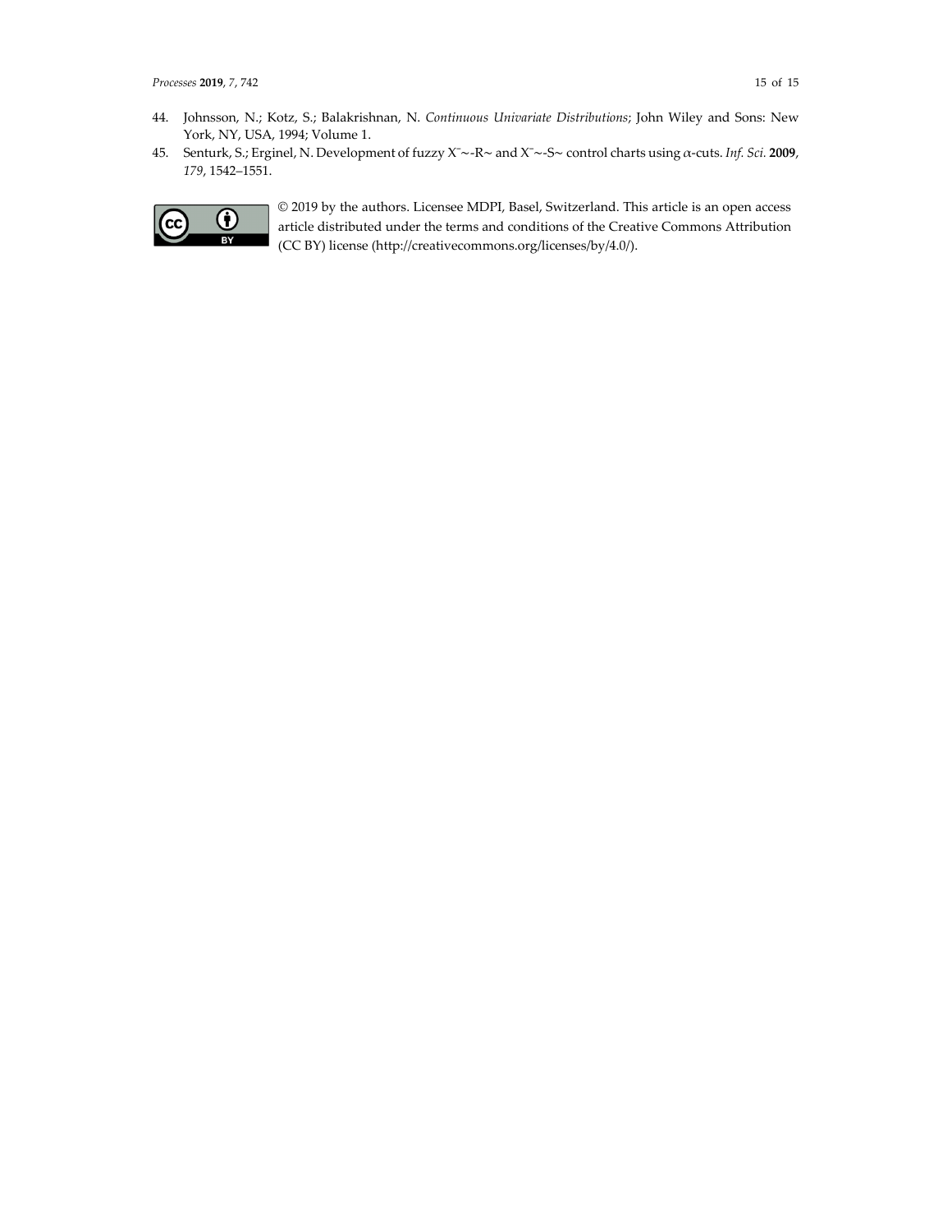44. Johnsson, N.; Kotz, S.; Balakrishnan, N. *Continuous Univariate Distributions*; John Wiley and Sons: New York, NY, USA, 1994; Volume 1.
45. Senturk, S.; Erginel, N. Development of fuzzy $\bar{X}\sim$-$R\sim$ and $\bar{X}\sim$-$S\sim$ control charts using $\alpha$-cuts. *Inf. Sci.* **2009**, *179*, 1542–1551.

© 2019 by the authors. Licensee MDPI, Basel, Switzerland. This article is an open access article distributed under the terms and conditions of the Creative Commons Attribution (CC BY) license (http://creativecommons.org/licenses/by/4.0/).